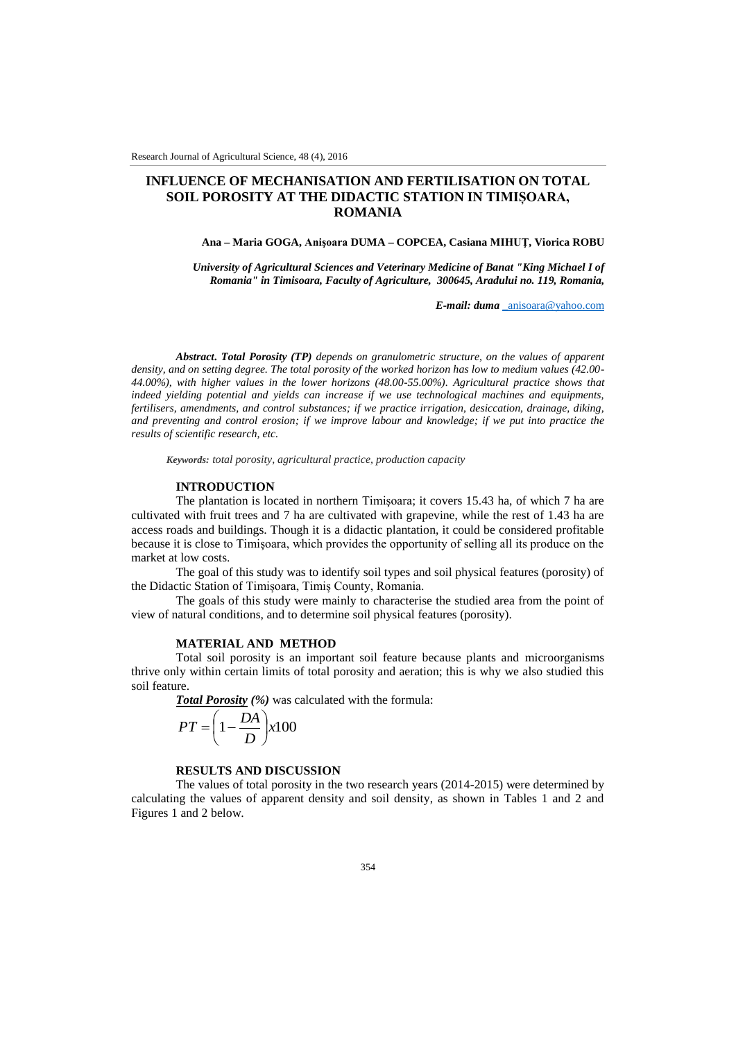# INFLUENCE OF MECHANISATION AND FERTILISATION ON TOTAL SOIL POROSITY AT THE DIDACTIC STATION IN TIMIȘOARA, ROMANIA

**Ana – Maria GOGA, Anişoara DUMA – COPCEA, Casiana MIHUȚ, Viorica ROBU**

*University of Agricultural Sciences and Veterinary Medicine of Banat "King Michael I of Romania" in Timisoara, Faculty of Agriculture, 300645, Aradului no. 119, Romania,*

***E-mail: duma*** _anisoara@yahoo.com

***Abstract. Total Porosity (TP)*** *depends on granulometric structure, on the values of apparent density, and on setting degree. The total porosity of the worked horizon has low to medium values (42.00-44.00%), with higher values in the lower horizons (48.00-55.00%). Agricultural practice shows that indeed yielding potential and yields can increase if we use technological machines and equipments, fertilisers, amendments, and control substances; if we practice irrigation, desiccation, drainage, diking, and preventing and control erosion; if we improve labour and knowledge; if we put into practice the results of scientific research, etc.*

***Keywords:*** *total porosity, agricultural practice, production capacity*

## INTRODUCTION

The plantation is located in northern Timişoara; it covers 15.43 ha, of which 7 ha are cultivated with fruit trees and 7 ha are cultivated with grapevine, while the rest of 1.43 ha are access roads and buildings. Though it is a didactic plantation, it could be considered profitable because it is close to Timişoara, which provides the opportunity of selling all its produce on the market at low costs.

The goal of this study was to identify soil types and soil physical features (porosity) of the Didactic Station of Timişoara, Timiş County, Romania.

The goals of this study were mainly to characterise the studied area from the point of view of natural conditions, and to determine soil physical features (porosity).

## MATERIAL AND METHOD

Total soil porosity is an important soil feature because plants and microorganisms thrive only within certain limits of total porosity and aeration; this is why we also studied this soil feature.

***Total Porosity** (%)* was calculated with the formula:

$$PT = \left(1 - \frac{DA}{D}\right) x100$$

## RESULTS AND DISCUSSION

The values of total porosity in the two research years (2014-2015) were determined by calculating the values of apparent density and soil density, as shown in Tables 1 and 2 and Figures 1 and 2 below.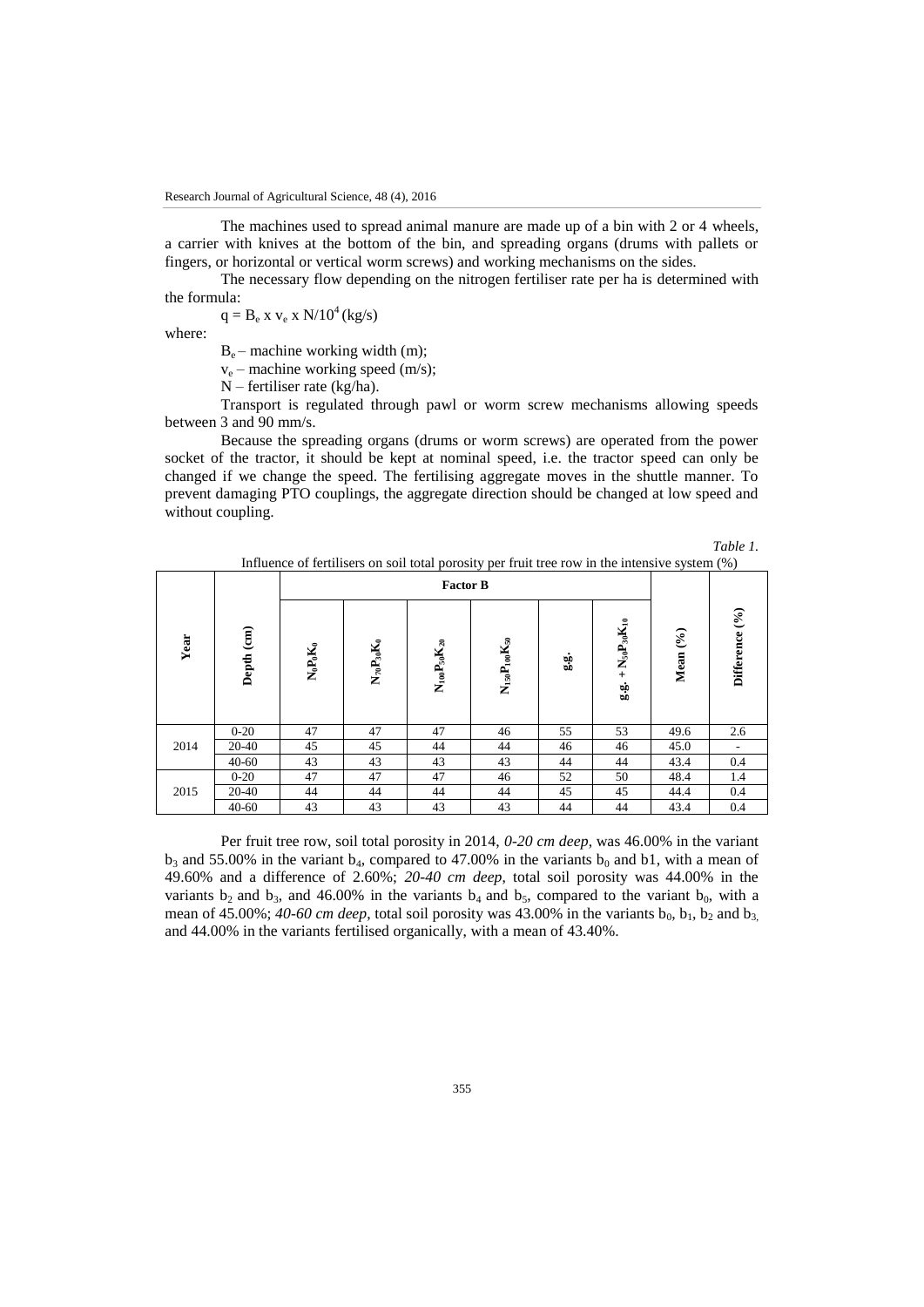The machines used to spread animal manure are made up of a bin with 2 or 4 wheels, a carrier with knives at the bottom of the bin, and spreading organs (drums with pallets or fingers, or horizontal or vertical worm screws) and working mechanisms on the sides.

The necessary flow depending on the nitrogen fertiliser rate per ha is determined with the formula:

$q = B_e \times v_e \times N/10^4$ (kg/s)

where:

$B_e$ – machine working width (m);

$v_e$ – machine working speed (m/s);

N – fertiliser rate (kg/ha).

Transport is regulated through pawl or worm screw mechanisms allowing speeds between 3 and 90 mm/s.

Because the spreading organs (drums or worm screws) are operated from the power socket of the tractor, it should be kept at nominal speed, i.e. the tractor speed can only be changed if we change the speed. The fertilising aggregate moves in the shuttle manner. To prevent damaging PTO couplings, the aggregate direction should be changed at low speed and without coupling.

*Table 1.*

Influence of fertilisers on soil total porosity per fruit tree row in the intensive system (%)

| Year | Depth (cm) | Factor B | | | | | | Mean (%) | Difference (%) |
|---|---|---|---|---|---|---|---|---|---|
| | | $N_0P_0K_0$ | $N_{70}P_{30}K_0$ | $N_{100}P_{50}K_{20}$ | $N_{150}P_{100}K_{50}$ | g.g. | g.g. + $N_{50}P_{30}K_{10}$ | | |
| 2014 | 0-20 | 47 | 47 | 47 | 46 | 55 | 53 | 49.6 | 2.6 |
| | 20-40 | 45 | 45 | 44 | 44 | 46 | 46 | 45.0 | - |
| | 40-60 | 43 | 43 | 43 | 43 | 44 | 44 | 43.4 | 0.4 |
| 2015 | 0-20 | 47 | 47 | 47 | 46 | 52 | 50 | 48.4 | 1.4 |
| | 20-40 | 44 | 44 | 44 | 44 | 45 | 45 | 44.4 | 0.4 |
| | 40-60 | 43 | 43 | 43 | 43 | 44 | 44 | 43.4 | 0.4 |

Per fruit tree row, soil total porosity in 2014, *0-20 cm deep*, was 46.00% in the variant $b_3$ and 55.00% in the variant $b_4$, compared to 47.00% in the variants $b_0$ and b1, with a mean of 49.60% and a difference of 2.60%; *20-40 cm deep*, total soil porosity was 44.00% in the variants $b_2$ and $b_3$, and 46.00% in the variants $b_4$ and $b_5$, compared to the variant $b_0$, with a mean of 45.00%; *40-60 cm deep*, total soil porosity was 43.00% in the variants $b_0$, $b_1$, $b_2$ and $b_3$, and 44.00% in the variants fertilised organically, with a mean of 43.40%.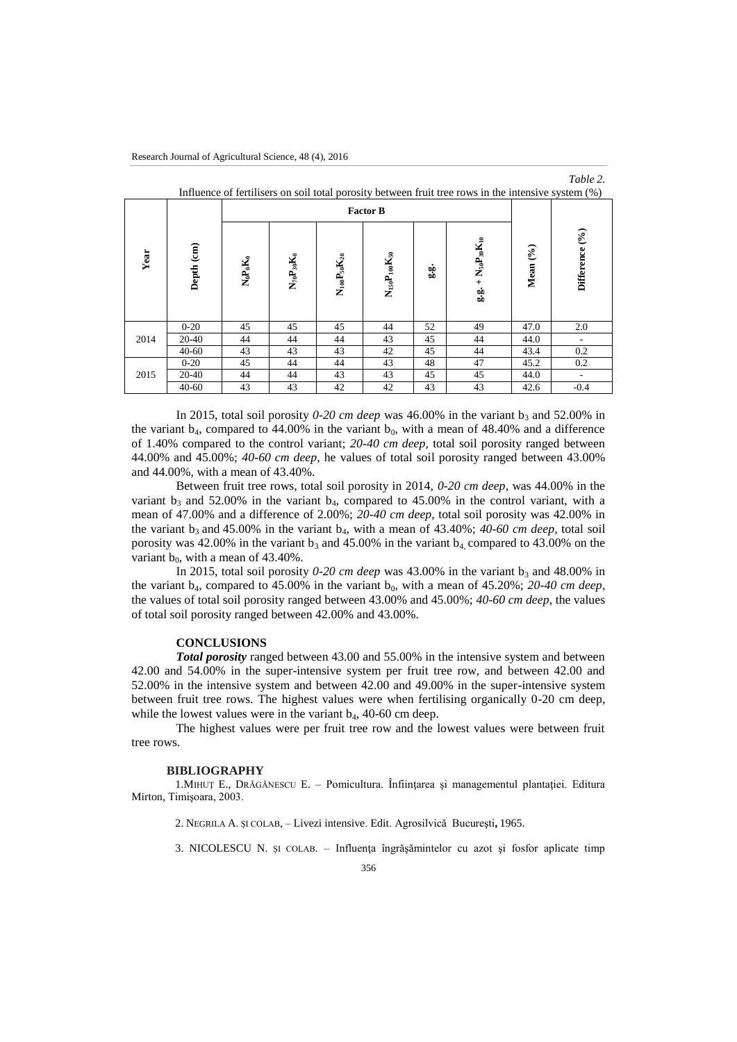*Table 2.*

Influence of fertilisers on soil total porosity between fruit tree rows in the intensive system (%)

| Year | Depth (cm) | Factor B | | | | | | Mean (%) | Difference (%) |
|---|---|---|---|---|---|---|---|---|---|
| | | $N_0P_0K_0$ | $N_{70}P_{30}K_0$ | $N_{100}P_{50}K_{20}$ | $N_{150}P_{100}K_{50}$ | g.g. | g.g. + $N_{50}P_{30}K_{10}$ | | |
| 2014 | 0-20 | 45 | 45 | 45 | 44 | 52 | 49 | 47.0 | 2.0 |
| | 20-40 | 44 | 44 | 44 | 43 | 45 | 44 | 44.0 | - |
| | 40-60 | 43 | 43 | 43 | 42 | 45 | 44 | 43.4 | 0.2 |
| 2015 | 0-20 | 45 | 44 | 44 | 43 | 48 | 47 | 45.2 | 0.2 |
| | 20-40 | 44 | 44 | 43 | 43 | 45 | 45 | 44.0 | - |
| | 40-60 | 43 | 43 | 42 | 42 | 43 | 43 | 42.6 | -0.4 |

In 2015, total soil porosity *0-20 cm deep* was 46.00% in the variant $b_3$ and 52.00% in the variant $b_4$, compared to 44.00% in the variant $b_0$, with a mean of 48.40% and a difference of 1.40% compared to the control variant; *20-40 cm deep*, total soil porosity ranged between 44.00% and 45.00%; *40-60 cm deep*, he values of total soil porosity ranged between 43.00% and 44.00%, with a mean of 43.40%.

Between fruit tree rows, total soil porosity in 2014, *0-20 cm deep*, was 44.00% in the variant $b_3$ and 52.00% in the variant $b_4$, compared to 45.00% in the control variant, with a mean of 47.00% and a difference of 2.00%; *20-40 cm deep*, total soil porosity was 42.00% in the variant $b_3$ and 45.00% in the variant $b_4$, with a mean of 43.40%; *40-60 cm deep*, total soil porosity was 42.00% in the variant $b_3$ and 45.00% in the variant $b_4$ compared to 43.00% on the variant $b_0$, with a mean of 43.40%.

In 2015, total soil porosity *0-20 cm deep* was 43.00% in the variant $b_3$ and 48.00% in the variant $b_4$, compared to 45.00% in the variant $b_0$, with a mean of 45.20%; *20-40 cm deep*, the values of total soil porosity ranged between 43.00% and 45.00%; *40-60 cm deep*, the values of total soil porosity ranged between 42.00% and 43.00%.

## CONCLUSIONS

***Total porosity*** ranged between 43.00 and 55.00% in the intensive system and between 42.00 and 54.00% in the super-intensive system per fruit tree row, and between 42.00 and 52.00% in the intensive system and between 42.00 and 49.00% in the super-intensive system between fruit tree rows. The highest values were when fertilising organically 0-20 cm deep, while the lowest values were in the variant $b_4$, 40-60 cm deep.

The highest values were per fruit tree row and the lowest values were between fruit tree rows.

## BIBLIOGRAPHY

1. MIHUȚ E., DRĂGĂNESCU E. – Pomicultura. Înființarea şi managementul plantației. Editura Mirton, Timişoara, 2003.

2. NEGRILA A. ŞI COLAB. – Livezi intensive. Edit. Agrosilvică București, 1965.

3. NICOLESCU N. ŞI COLAB. – Influența îngrăşămintelor cu azot şi fosfor aplicate timp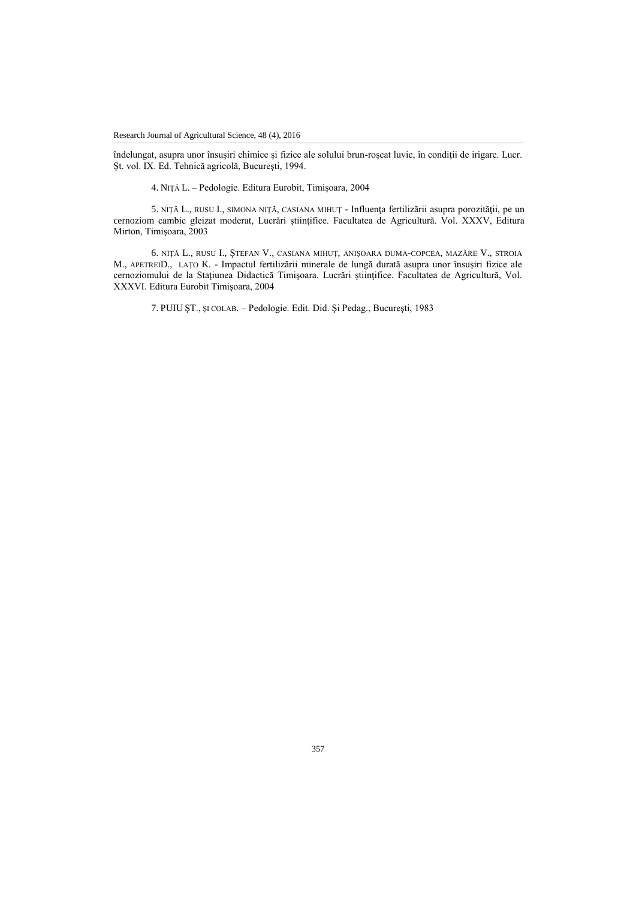îndelungat, asupra unor însuşiri chimice şi fizice ale solului brun-roşcat luvic, în condiţii de irigare. Lucr. Şt. vol. IX. Ed. Tehnică agricolă, Bucureşti, 1994.

4. NIŢĂ L. – Pedologie. Editura Eurobit, Timişoara, 2004

5. NIŢĂ L., RUSU I., SIMONA NIŢĂ, CASIANA MIHUŢ - Influenţa fertilizării asupra porozităţii, pe un cernoziom cambic gleizat moderat, Lucrări ştiinţifice. Facultatea de Agricultură. Vol. XXXV, Editura Mirton, Timişoara, 2003

6. NIŢĂ L., RUSU I., ŞTEFAN V., CASIANA MIHUŢ, ANIŞOARA DUMA-COPCEA, MAZĂRE V., STROIA M., APETREID., LAŢO K. - Impactul fertilizării minerale de lungă durată asupra unor însuşiri fizice ale cernoziomului de la Staţiunea Didactică Timişoara. Lucrări ştiinţifice. Facultatea de Agricultură, Vol. XXXVI. Editura Eurobit Timişoara, 2004

7. PUIU ŞT., ŞI COLAB. – Pedologie. Edit. Did. Şi Pedag., Bucureşti, 1983